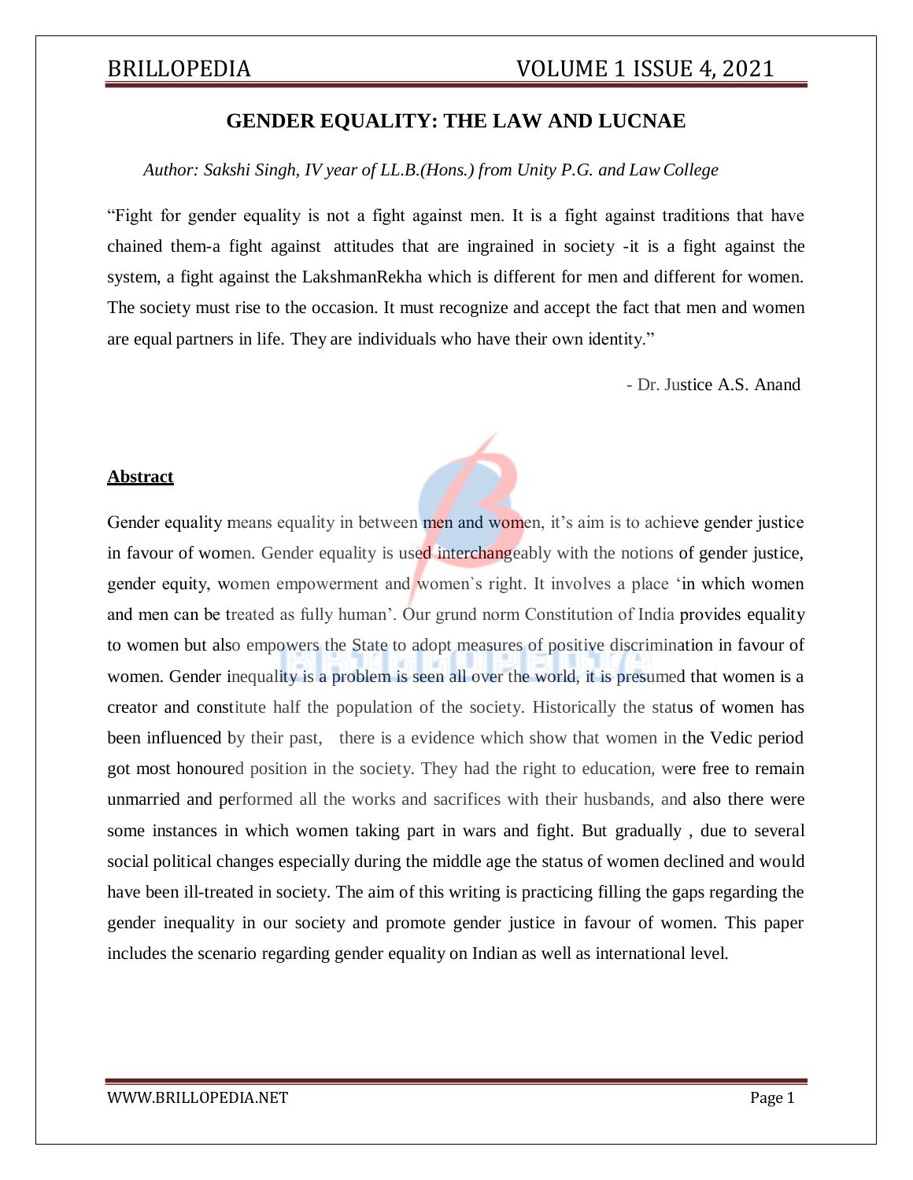# GENDER EQUALITY: THE LAW AND LUCNAE

*Author: Sakshi Singh, IV year of LL.B.(Hons.) from Unity P.G. and Law College*

"Fight for gender equality is not a fight against men. It is a fight against traditions that have chained them-a fight against attitudes that are ingrained in society -it is a fight against the system, a fight against the LakshmanRekha which is different for men and different for women. The society must rise to the occasion. It must recognize and accept the fact that men and women are equal partners in life. They are individuals who have their own identity."

- Dr. Justice A.S. Anand

## Abstract

Gender equality means equality in between men and women, it's aim is to achieve gender justice in favour of women. Gender equality is used interchangeably with the notions of gender justice, gender equity, women empowerment and women`s right. It involves a place 'in which women and men can be treated as fully human'. Our grund norm Constitution of India provides equality to women but also empowers the State to adopt measures of positive discrimination in favour of women. Gender inequality is a problem is seen all over the world, it is presumed that women is a creator and constitute half the population of the society. Historically the status of women has been influenced by their past, there is a evidence which show that women in the Vedic period got most honoured position in the society. They had the right to education, were free to remain unmarried and performed all the works and sacrifices with their husbands, and also there were some instances in which women taking part in wars and fight. But gradually , due to several social political changes especially during the middle age the status of women declined and would have been ill-treated in society. The aim of this writing is practicing filling the gaps regarding the gender inequality in our society and promote gender justice in favour of women. This paper includes the scenario regarding gender equality on Indian as well as international level.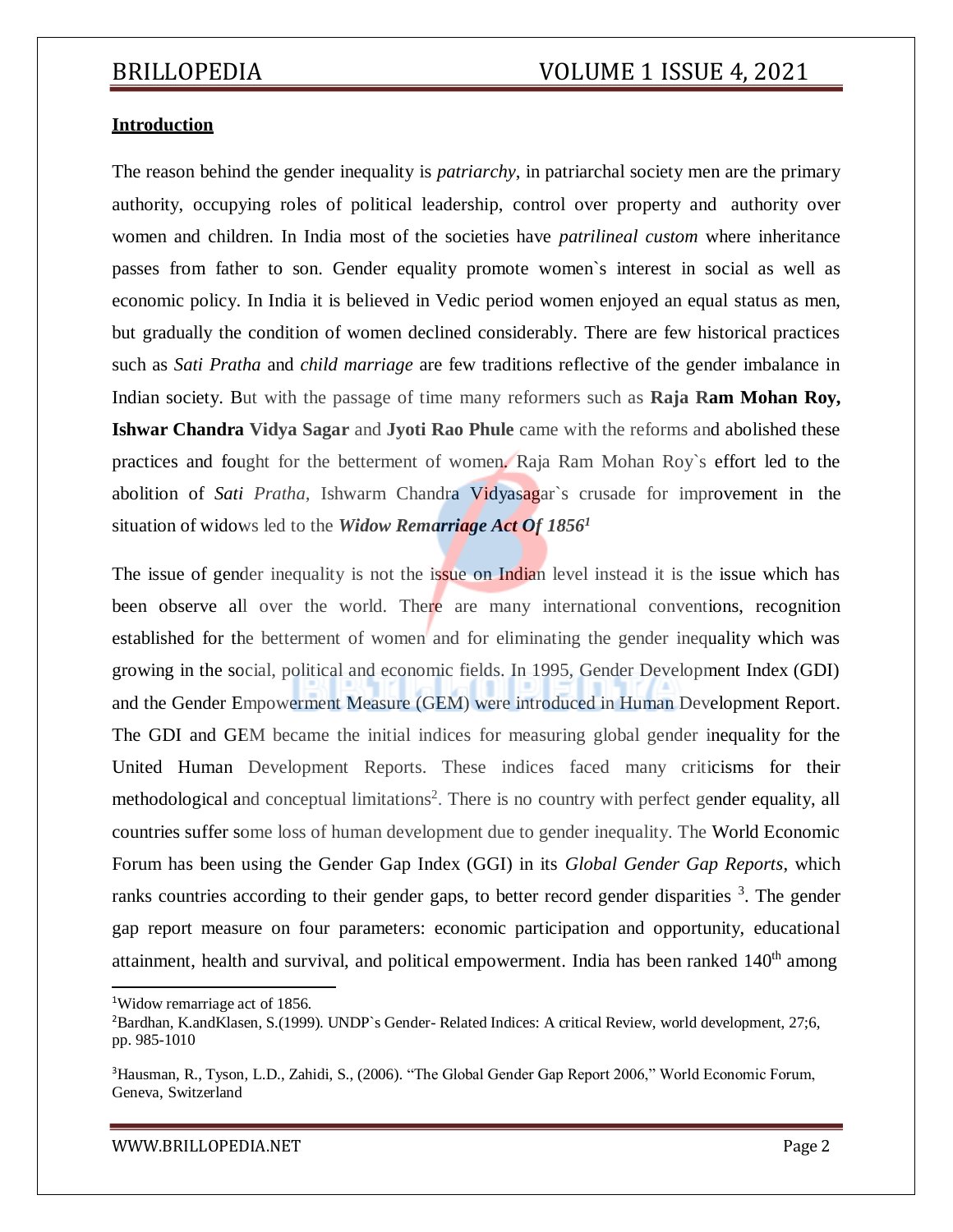## Introduction

The reason behind the gender inequality is *patriarchy*, in patriarchal society men are the primary authority, occupying roles of political leadership, control over property and authority over women and children. In India most of the societies have *patrilineal custom* where inheritance passes from father to son. Gender equality promote women`s interest in social as well as economic policy. In India it is believed in Vedic period women enjoyed an equal status as men, but gradually the condition of women declined considerably. There are few historical practices such as *Sati Pratha* and *child marriage* are few traditions reflective of the gender imbalance in Indian society. But with the passage of time many reformers such as **Raja Ram Mohan Roy, Ishwar Chandra Vidya Sagar** and **Jyoti Rao Phule** came with the reforms and abolished these practices and fought for the betterment of women. Raja Ram Mohan Roy`s effort led to the abolition of *Sati Pratha,* Ishwarm Chandra Vidyasagar`s crusade for improvement in the situation of widows led to the ***Widow Remarriage Act Of 1856***[1]

The issue of gender inequality is not the issue on Indian level instead it is the issue which has been observe all over the world. There are many international conventions, recognition established for the betterment of women and for eliminating the gender inequality which was growing in the social, political and economic fields. In 1995, Gender Development Index (GDI) and the Gender Empowerment Measure (GEM) were introduced in Human Development Report. The GDI and GEM became the initial indices for measuring global gender inequality for the United Human Development Reports. These indices faced many criticisms for their methodological and conceptual limitations[2]. There is no country with perfect gender equality, all countries suffer some loss of human development due to gender inequality. The World Economic Forum has been using the Gender Gap Index (GGI) in its *Global Gender Gap Reports*, which ranks countries according to their gender gaps, to better record gender disparities [3]. The gender gap report measure on four parameters: economic participation and opportunity, educational attainment, health and survival, and political empowerment. India has been ranked 140th among

---

[1]Widow remarriage act of 1856.

[2]Bardhan, K.andKlasen, S.(1999). UNDP`s Gender- Related Indices: A critical Review, world development, 27;6, pp. 985-1010

[3]Hausman, R., Tyson, L.D., Zahidi, S., (2006). "The Global Gender Gap Report 2006," World Economic Forum, Geneva, Switzerland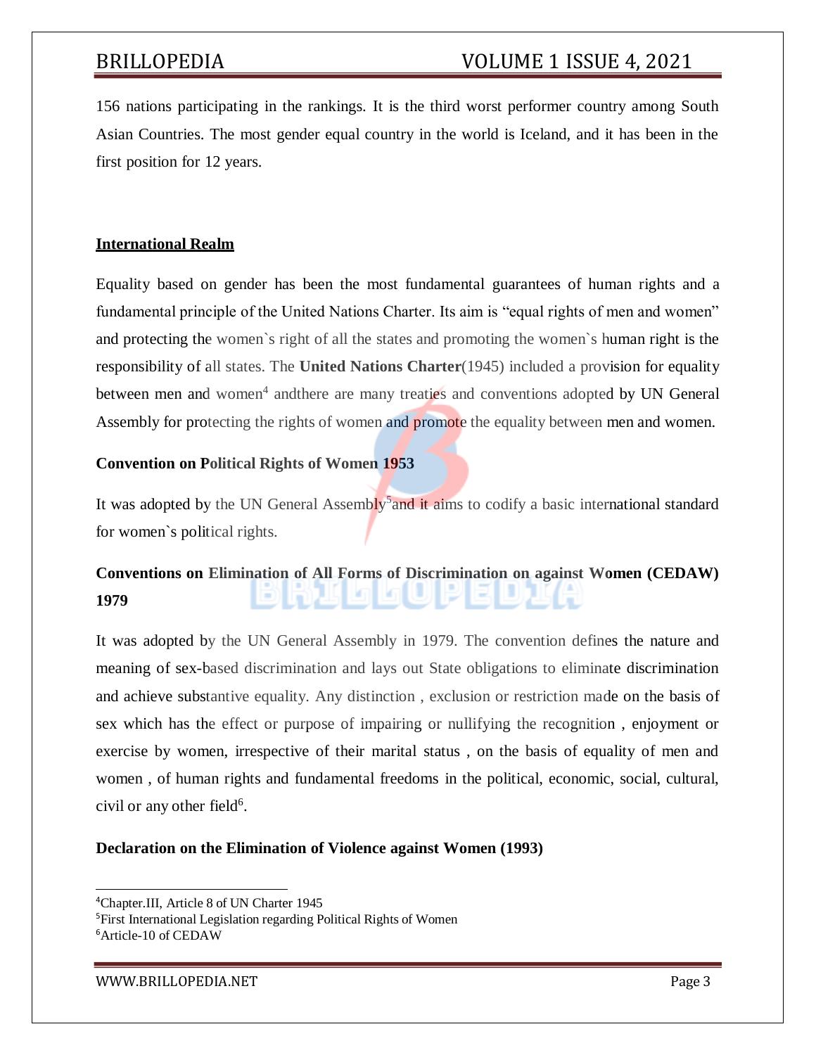156 nations participating in the rankings. It is the third worst performer country among South Asian Countries. The most gender equal country in the world is Iceland, and it has been in the first position for 12 years.

## International Realm

Equality based on gender has been the most fundamental guarantees of human rights and a fundamental principle of the United Nations Charter. Its aim is "equal rights of men and women" and protecting the women`s right of all the states and promoting the women`s human right is the responsibility of all states. The **United Nations Charter**(1945) included a provision for equality between men and women[4] andthere are many treaties and conventions adopted by UN General Assembly for protecting the rights of women and promote the equality between men and women.

### Convention on Political Rights of Women 1953

It was adopted by the UN General Assembly[5] and it aims to codify a basic international standard for women`s political rights.

### Conventions on Elimination of All Forms of Discrimination on against Women (CEDAW) 1979

It was adopted by the UN General Assembly in 1979. The convention defines the nature and meaning of sex-based discrimination and lays out State obligations to eliminate discrimination and achieve substantive equality. Any distinction , exclusion or restriction made on the basis of sex which has the effect or purpose of impairing or nullifying the recognition , enjoyment or exercise by women, irrespective of their marital status , on the basis of equality of men and women , of human rights and fundamental freedoms in the political, economic, social, cultural, civil or any other field[6].

### Declaration on the Elimination of Violence against Women (1993)

---

[4] Chapter.III, Article 8 of UN Charter 1945

[5] First International Legislation regarding Political Rights of Women

[6] Article-10 of CEDAW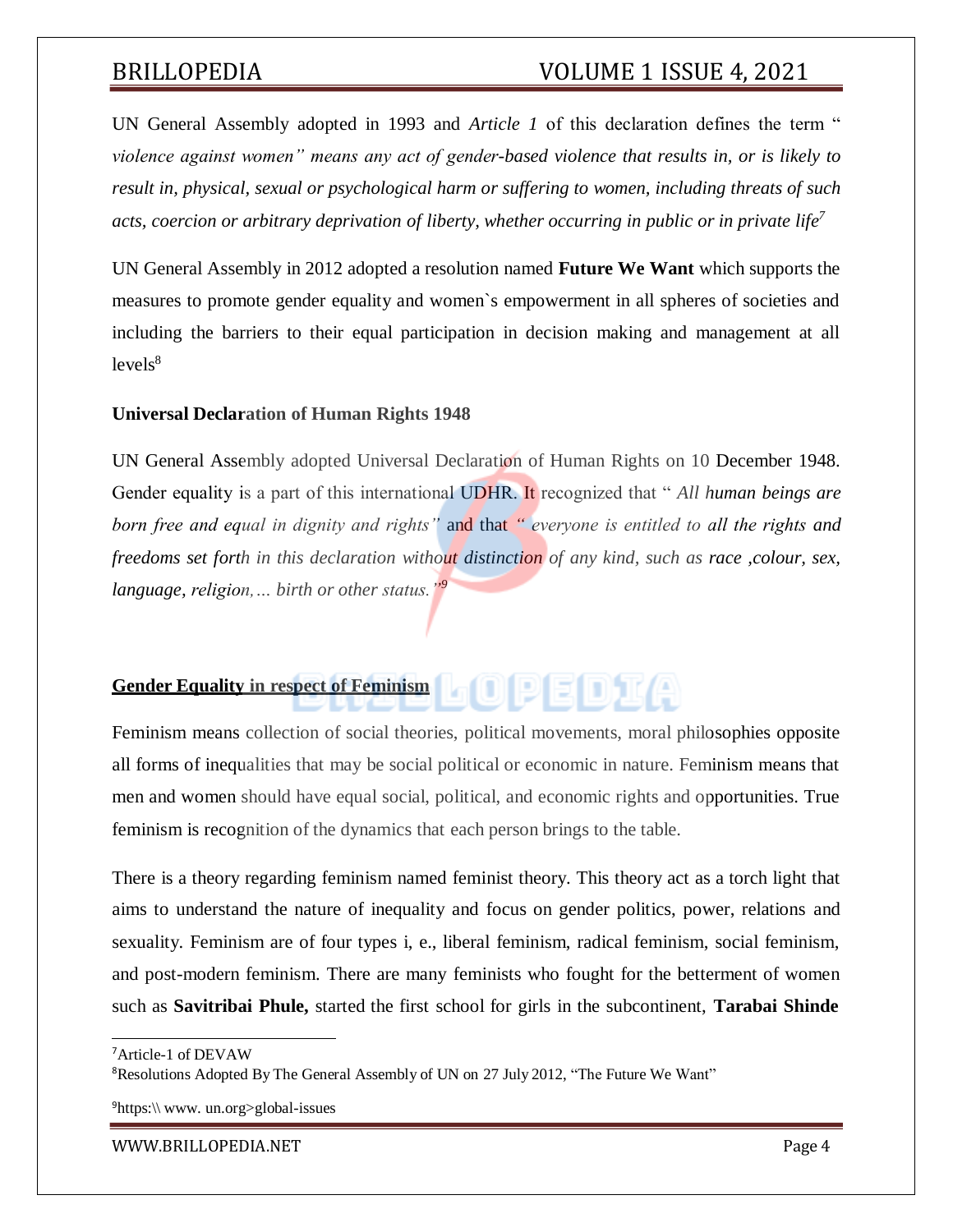UN General Assembly adopted in 1993 and *Article 1* of this declaration defines the term "*violence against women" means any act of gender-based violence that results in, or is likely to result in, physical, sexual or psychological harm or suffering to women, including threats of such acts, coercion or arbitrary deprivation of liberty, whether occurring in public or in private life*[7]

UN General Assembly in 2012 adopted a resolution named **Future We Want** which supports the measures to promote gender equality and women`s empowerment in all spheres of societies and including the barriers to their equal participation in decision making and management at all levels[8]

**Universal Declaration of Human Rights 1948**

UN General Assembly adopted Universal Declaration of Human Rights on 10 December 1948. Gender equality is a part of this international UDHR. It recognized that "*All human beings are born free and equal in dignity and rights"* and that *" everyone is entitled to all the rights and freedoms set forth in this declaration without distinction of any kind, such as race ,colour, sex, language, religion,… birth or other status."*[9]

**<u>Gender Equality in respect of Feminism</u>**

Feminism means collection of social theories, political movements, moral philosophies opposite all forms of inequalities that may be social political or economic in nature. Feminism means that men and women should have equal social, political, and economic rights and opportunities. True feminism is recognition of the dynamics that each person brings to the table.

There is a theory regarding feminism named feminist theory. This theory act as a torch light that aims to understand the nature of inequality and focus on gender politics, power, relations and sexuality. Feminism are of four types i, e., liberal feminism, radical feminism, social feminism, and post-modern feminism. There are many feminists who fought for the betterment of women such as **Savitribai Phule,** started the first school for girls in the subcontinent, **Tarabai Shinde**

---

[7]Article-1 of DEVAW

[8]Resolutions Adopted By The General Assembly of UN on 27 July 2012, "The Future We Want"

[9]https:\\ www. un.org>global-issues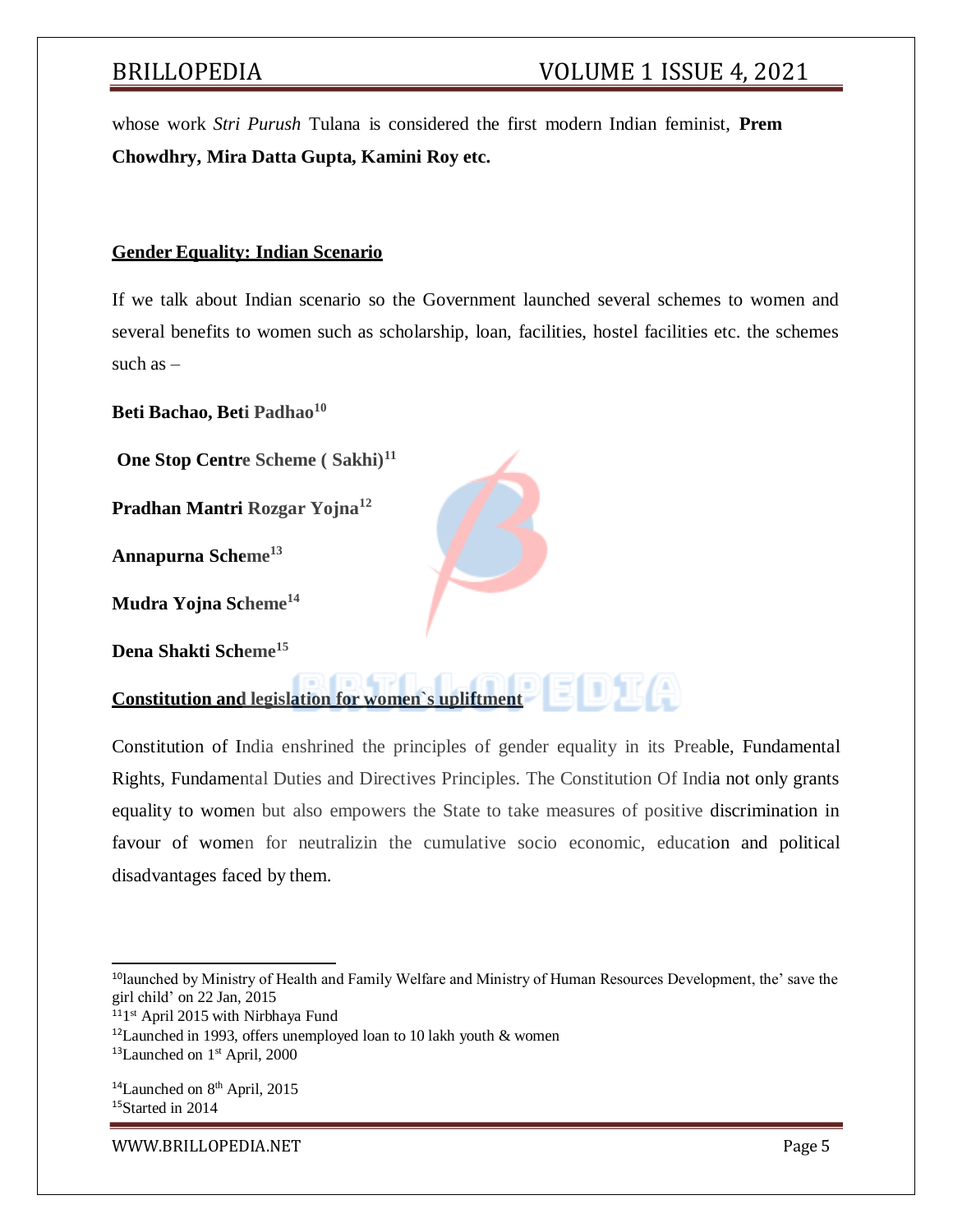whose work *Stri Purush* Tulana is considered the first modern Indian feminist, **Prem Chowdhry, Mira Datta Gupta, Kamini Roy etc.**

**<u>Gender Equality: Indian Scenario</u>**

If we talk about Indian scenario so the Government launched several schemes to women and several benefits to women such as scholarship, loan, facilities, hostel facilities etc. the schemes such as –

**Beti Bachao, Beti Padhao**[10]

**One Stop Centre Scheme ( Sakhi)**[11]

**Pradhan Mantri Rozgar Yojna**[12]

**Annapurna Scheme**[13]

**Mudra Yojna Scheme**[14]

**Dena Shakti Scheme**[15]

**<u>Constitution and legislation for women`s upliftment</u>**

Constitution of India enshrined the principles of gender equality in its Preable, Fundamental Rights, Fundamental Duties and Directives Principles. The Constitution Of India not only grants equality to women but also empowers the State to take measures of positive discrimination in favour of women for neutralizin the cumulative socio economic, education and political disadvantages faced by them.

---

[10] launched by Ministry of Health and Family Welfare and Ministry of Human Resources Development, the' save the girl child' on 22 Jan, 2015

[11] 1st April 2015 with Nirbhaya Fund

[12] Launched in 1993, offers unemployed loan to 10 lakh youth & women

[13] Launched on 1st April, 2000

[14] Launched on 8th April, 2015

[15] Started in 2014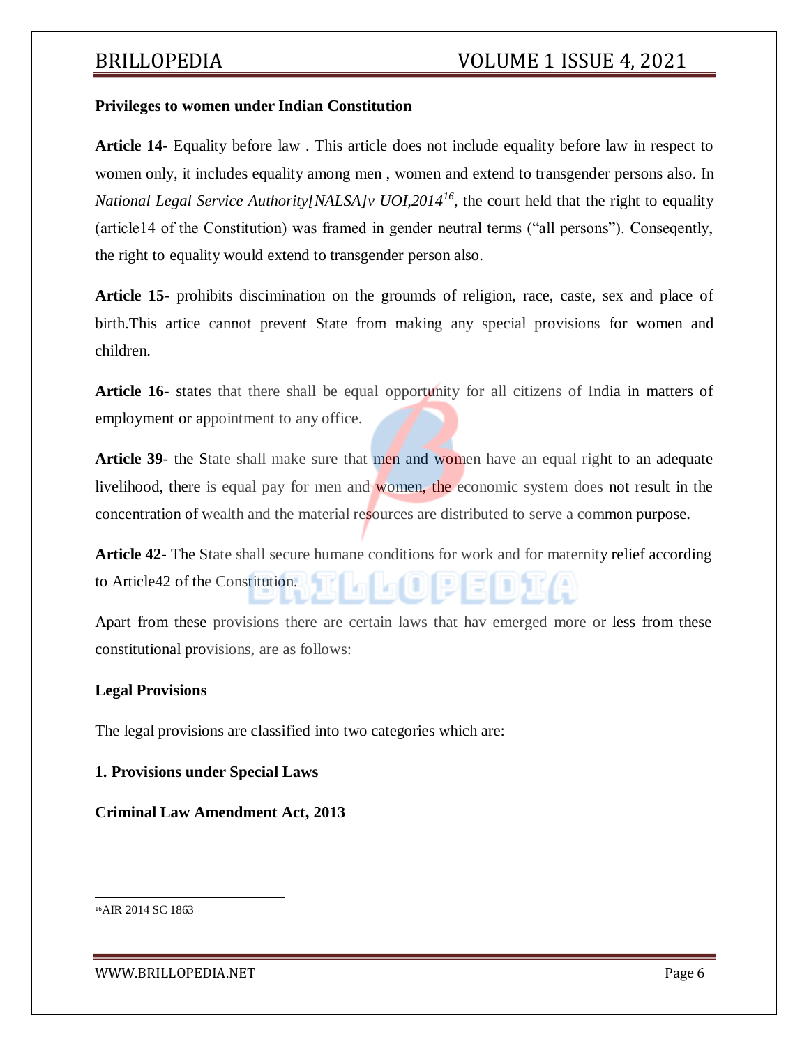**Privileges to women under Indian Constitution**

**Article 14-** Equality before law . This article does not include equality before law in respect to women only, it includes equality among men , women and extend to transgender persons also. In *National Legal Service Authority[NALSA]v UOI,2014*[16], the court held that the right to equality (article14 of the Constitution) was framed in gender neutral terms ("all persons"). Conseqently, the right to equality would extend to transgender person also.

**Article 15**- prohibits discimination on the groumds of religion, race, caste, sex and place of birth.This artice cannot prevent State from making any special provisions for women and children.

**Article 16**- states that there shall be equal opportunity for all citizens of India in matters of employment or appointment to any office.

**Article 39**- the State shall make sure that men and women have an equal right to an adequate livelihood, there is equal pay for men and women, the economic system does not result in the concentration of wealth and the material resources are distributed to serve a common purpose.

**Article 42**- The State shall secure humane conditions for work and for maternity relief according to Article42 of the Constitution.

Apart from these provisions there are certain laws that hav emerged more or less from these constitutional provisions, are as follows:

**Legal Provisions**

The legal provisions are classified into two categories which are:

**1. Provisions under Special Laws**

**Criminal Law Amendment Act, 2013**

---

[16] AIR 2014 SC 1863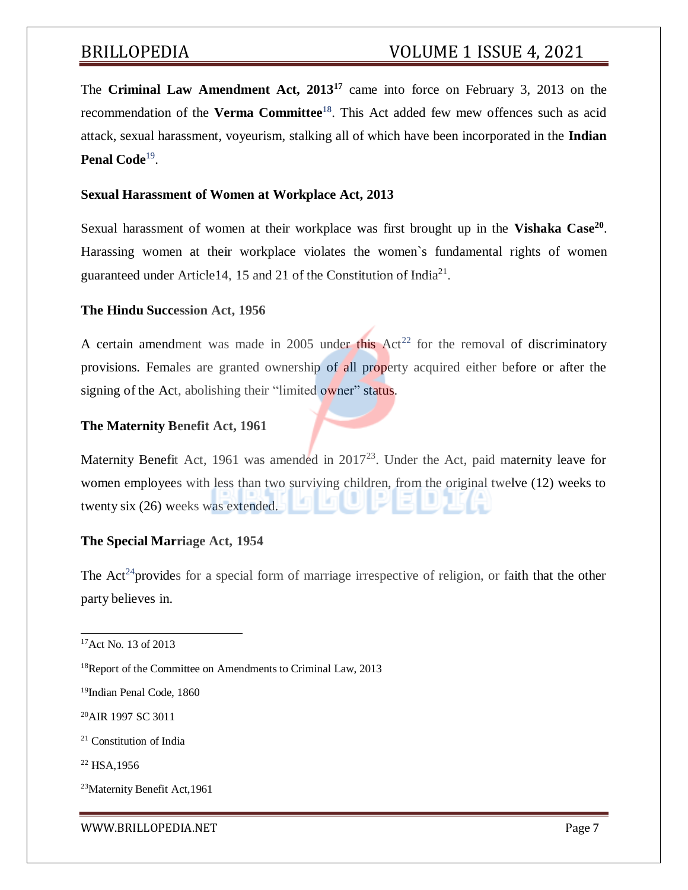The **Criminal Law Amendment Act, 2013**[17] came into force on February 3, 2013 on the recommendation of the **Verma Committee**[18]. This Act added few mew offences such as acid attack, sexual harassment, voyeurism, stalking all of which have been incorporated in the **Indian Penal Code**[19].

**Sexual Harassment of Women at Workplace Act, 2013**

Sexual harassment of women at their workplace was first brought up in the **Vishaka Case**[20]. Harassing women at their workplace violates the women`s fundamental rights of women guaranteed under Article14, 15 and 21 of the Constitution of India[21].

**The Hindu Succession Act, 1956**

A certain amendment was made in 2005 under this Act[22] for the removal of discriminatory provisions. Females are granted ownership of all property acquired either before or after the signing of the Act, abolishing their "limited owner" status.

**The Maternity Benefit Act, 1961**

Maternity Benefit Act, 1961 was amended in 2017[23]. Under the Act, paid maternity leave for women employees with less than two surviving children, from the original twelve (12) weeks to twenty six (26) weeks was extended.

**The Special Marriage Act, 1954**

The Act[24]provides for a special form of marriage irrespective of religion, or faith that the other party believes in.

---

[17]Act No. 13 of 2013

[18]Report of the Committee on Amendments to Criminal Law, 2013

[19]Indian Penal Code, 1860

[20]AIR 1997 SC 3011

[21] Constitution of India

[22] HSA,1956

[23]Maternity Benefit Act,1961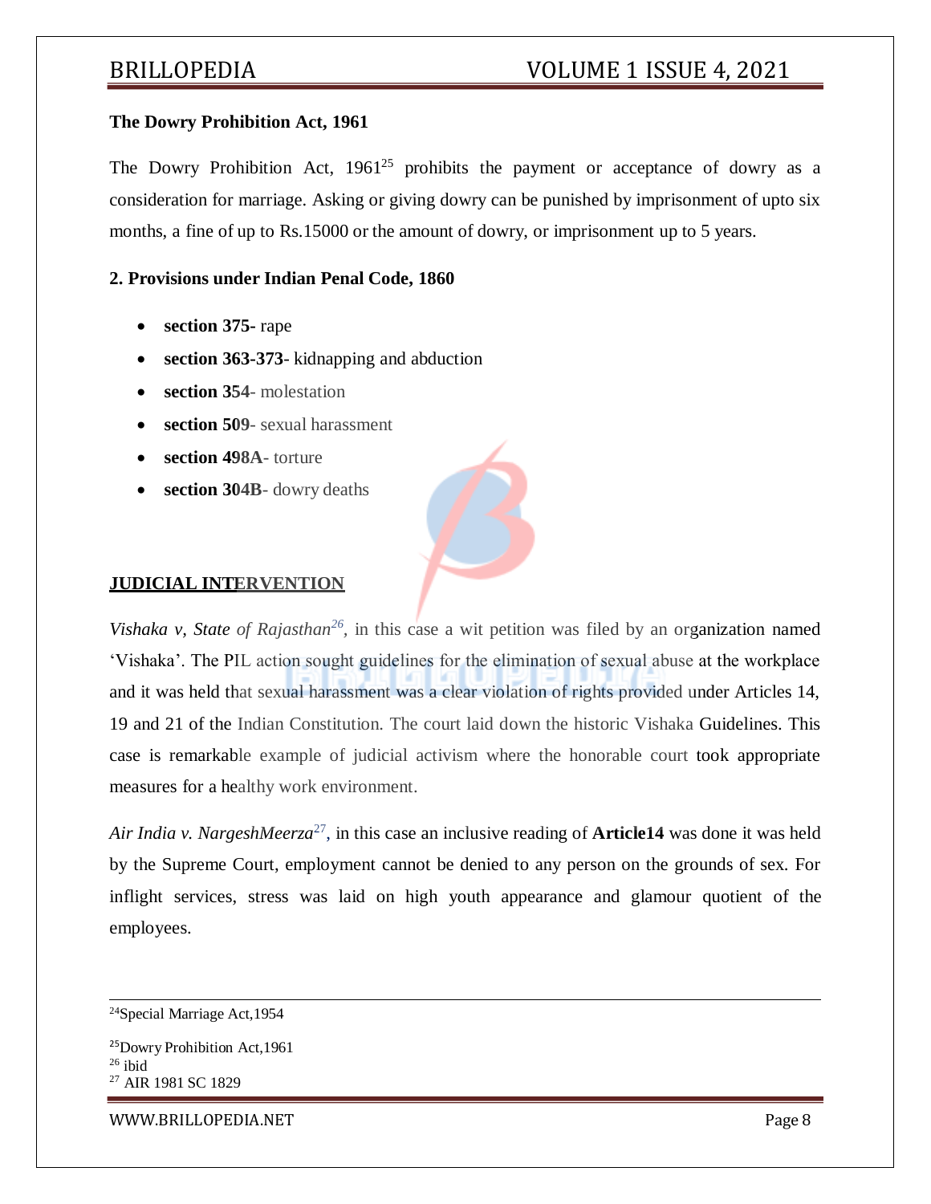**The Dowry Prohibition Act, 1961**

The Dowry Prohibition Act, 1961[25] prohibits the payment or acceptance of dowry as a consideration for marriage. Asking or giving dowry can be punished by imprisonment of upto six months, a fine of up to Rs.15000 or the amount of dowry, or imprisonment up to 5 years.

**2. Provisions under Indian Penal Code, 1860**

- **section 375-** rape
- **section 363-373-** kidnapping and abduction
- **section 354-** molestation
- **section 509-** sexual harassment
- **section 498A-** torture
- **section 304B-** dowry deaths

## JUDICIAL INTERVENTION

*Vishaka v, State of Rajasthan*[26], in this case a wit petition was filed by an organization named 'Vishaka'. The PIL action sought guidelines for the elimination of sexual abuse at the workplace and it was held that sexual harassment was a clear violation of rights provided under Articles 14, 19 and 21 of the Indian Constitution. The court laid down the historic Vishaka Guidelines. This case is remarkable example of judicial activism where the honorable court took appropriate measures for a healthy work environment.

*Air India v. NargeshMeerza*[27], in this case an inclusive reading of **Article14** was done it was held by the Supreme Court, employment cannot be denied to any person on the grounds of sex. For inflight services, stress was laid on high youth appearance and glamour quotient of the employees.

---

[24]Special Marriage Act,1954

[25]Dowry Prohibition Act,1961

[26] ibid

[27] AIR 1981 SC 1829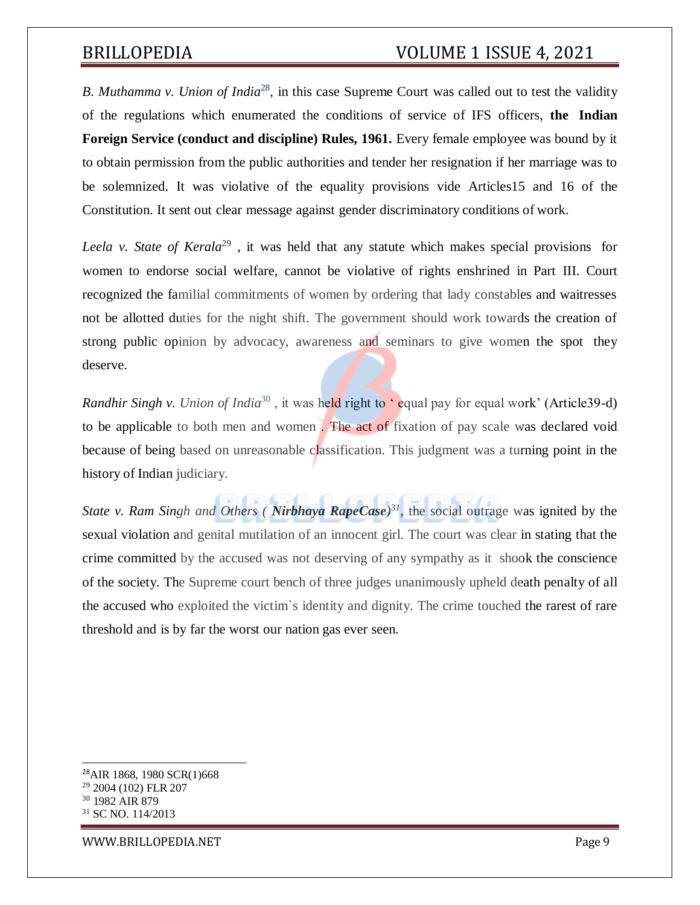*B. Muthamma v. Union of India*[28], in this case Supreme Court was called out to test the validity of the regulations which enumerated the conditions of service of IFS officers, **the Indian Foreign Service (conduct and discipline) Rules, 1961.** Every female employee was bound by it to obtain permission from the public authorities and tender her resignation if her marriage was to be solemnized. It was violative of the equality provisions vide Articles15 and 16 of the Constitution. It sent out clear message against gender discriminatory conditions of work.

*Leela v. State of Kerala*[29] , it was held that any statute which makes special provisions for women to endorse social welfare, cannot be violative of rights enshrined in Part III. Court recognized the familial commitments of women by ordering that lady constables and waitresses not be allotted duties for the night shift. The government should work towards the creation of strong public opinion by advocacy, awareness and seminars to give women the spot they deserve.

*Randhir Singh v. Union of India*[30] , it was held right to ' equal pay for equal work' (Article39-d) to be applicable to both men and women . The act of fixation of pay scale was declared void because of being based on unreasonable classification. This judgment was a turning point in the history of Indian judiciary.

*State v. Ram Singh and Others (* ***Nirbhaya RapeCase)***[31], the social outrage was ignited by the sexual violation and genital mutilation of an innocent girl. The court was clear in stating that the crime committed by the accused was not deserving of any sympathy as it shook the conscience of the society. The Supreme court bench of three judges unanimously upheld death penalty of all the accused who exploited the victim`s identity and dignity. The crime touched the rarest of rare threshold and is by far the worst our nation gas ever seen.

---

[28] AIR 1868, 1980 SCR(1)668

[29] 2004 (102) FLR 207

[30] 1982 AIR 879

[31] SC NO. 114/2013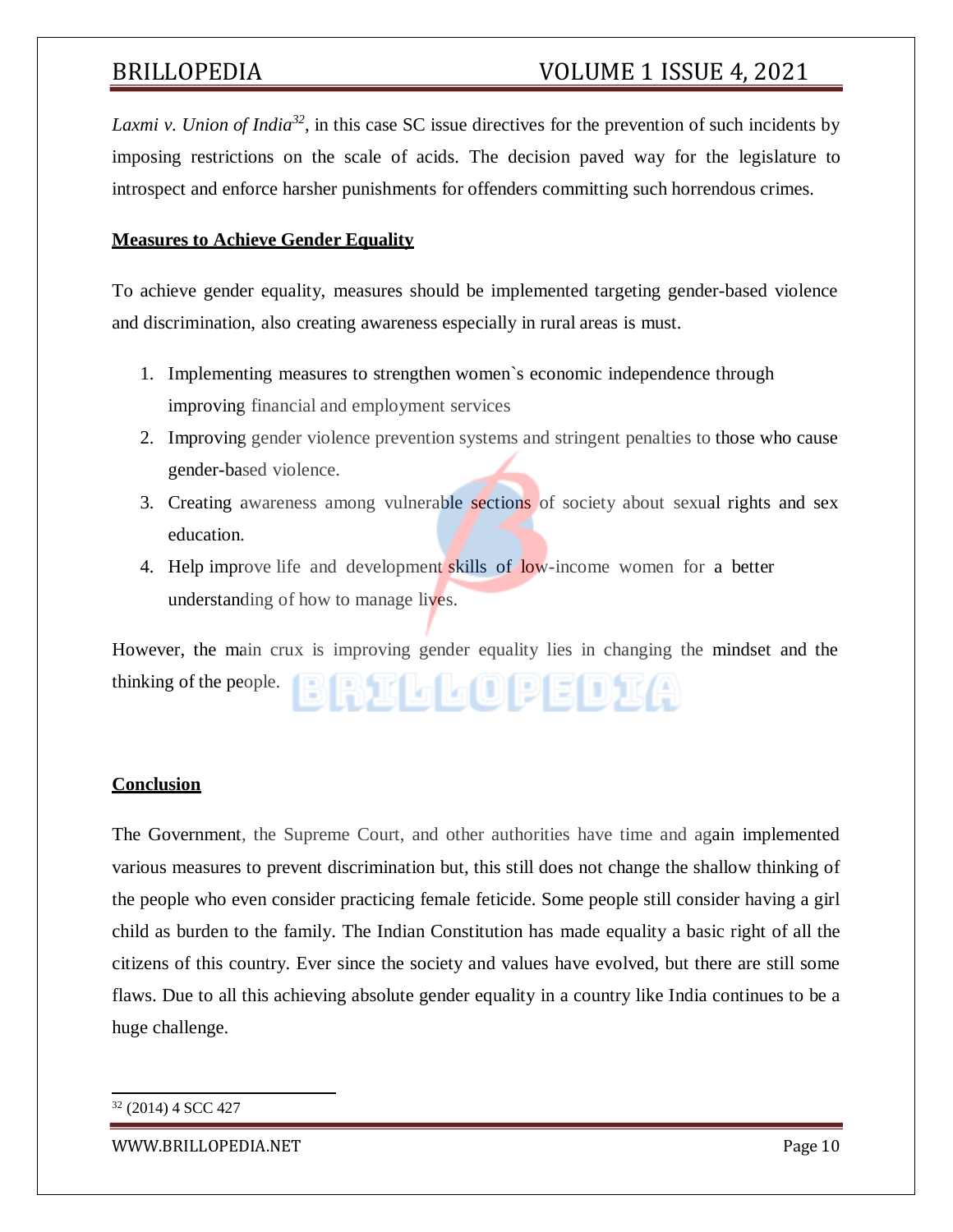*Laxmi v. Union of India*[32], in this case SC issue directives for the prevention of such incidents by imposing restrictions on the scale of acids. The decision paved way for the legislature to introspect and enforce harsher punishments for offenders committing such horrendous crimes.

**Measures to Achieve Gender Equality**

To achieve gender equality, measures should be implemented targeting gender-based violence and discrimination, also creating awareness especially in rural areas is must.

1. Implementing measures to strengthen women`s economic independence through improving financial and employment services
2. Improving gender violence prevention systems and stringent penalties to those who cause gender-based violence.
3. Creating awareness among vulnerable sections of society about sexual rights and sex education.
4. Help improve life and development skills of low-income women for a better understanding of how to manage lives.

However, the main crux is improving gender equality lies in changing the mindset and the thinking of the people.

**Conclusion**

The Government, the Supreme Court, and other authorities have time and again implemented various measures to prevent discrimination but, this still does not change the shallow thinking of the people who even consider practicing female feticide. Some people still consider having a girl child as burden to the family. The Indian Constitution has made equality a basic right of all the citizens of this country. Ever since the society and values have evolved, but there are still some flaws. Due to all this achieving absolute gender equality in a country like India continues to be a huge challenge.

---

[32] (2014) 4 SCC 427